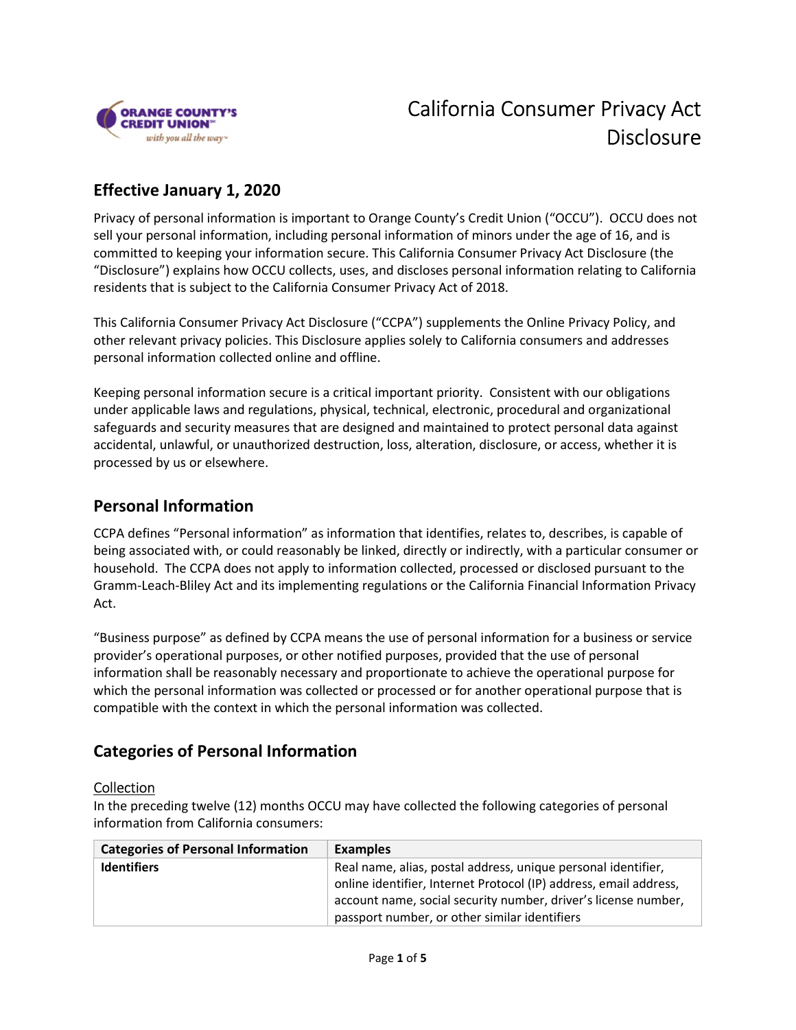# California Consumer Privacy Act Disclosure

## Effective January 1, 2020

Privacy of personal information is important to Orange County's Credit Union ("OCCU"). OCCU does not sell your personal information, including personal information of minors under the age of 16, and is committed to keeping your information secure. This California Consumer Privacy Act Disclosure (the "Disclosure") explains how OCCU collects, uses, and discloses personal information relating to California residents that is subject to the California Consumer Privacy Act of 2018.

This California Consumer Privacy Act Disclosure ("CCPA") supplements the Online Privacy Policy, and other relevant privacy policies. This Disclosure applies solely to California consumers and addresses personal information collected online and offline.

Keeping personal information secure is a critical important priority. Consistent with our obligations under applicable laws and regulations, physical, technical, electronic, procedural and organizational safeguards and security measures that are designed and maintained to protect personal data against accidental, unlawful, or unauthorized destruction, loss, alteration, disclosure, or access, whether it is processed by us or elsewhere.

## Personal Information

CCPA defines "Personal information" as information that identifies, relates to, describes, is capable of being associated with, or could reasonably be linked, directly or indirectly, with a particular consumer or household. The CCPA does not apply to information collected, processed or disclosed pursuant to the Gramm-Leach-Bliley Act and its implementing regulations or the California Financial Information Privacy Act.

"Business purpose" as defined by CCPA means the use of personal information for a business or service provider's operational purposes, or other notified purposes, provided that the use of personal information shall be reasonably necessary and proportionate to achieve the operational purpose for which the personal information was collected or processed or for another operational purpose that is compatible with the context in which the personal information was collected.

## Categories of Personal Information

Collection

In the preceding twelve (12) months OCCU may have collected the following categories of personal information from California consumers:

| Categories of Personal Information | Examples |
| --- | --- |
| **Identifiers** | Real name, alias, postal address, unique personal identifier, online identifier, Internet Protocol (IP) address, email address, account name, social security number, driver's license number, passport number, or other similar identifiers |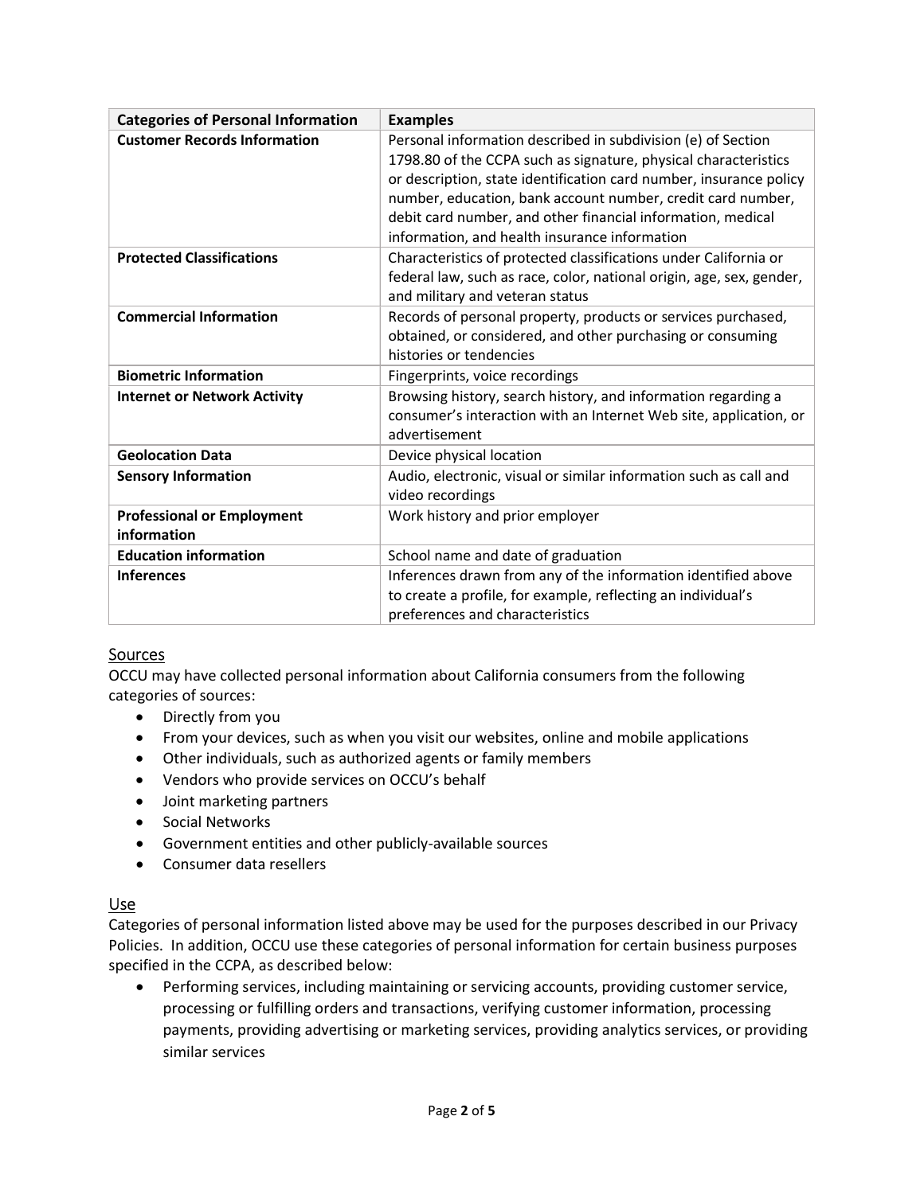| Categories of Personal Information | Examples |
| --- | --- |
| **Customer Records Information** | Personal information described in subdivision (e) of Section 1798.80 of the CCPA such as signature, physical characteristics or description, state identification card number, insurance policy number, education, bank account number, credit card number, debit card number, and other financial information, medical information, and health insurance information |
| **Protected Classifications** | Characteristics of protected classifications under California or federal law, such as race, color, national origin, age, sex, gender, and military and veteran status |
| **Commercial Information** | Records of personal property, products or services purchased, obtained, or considered, and other purchasing or consuming histories or tendencies |
| **Biometric Information** | Fingerprints, voice recordings |
| **Internet or Network Activity** | Browsing history, search history, and information regarding a consumer's interaction with an Internet Web site, application, or advertisement |
| **Geolocation Data** | Device physical location |
| **Sensory Information** | Audio, electronic, visual or similar information such as call and video recordings |
| **Professional or Employment information** | Work history and prior employer |
| **Education information** | School name and date of graduation |
| **Inferences** | Inferences drawn from any of the information identified above to create a profile, for example, reflecting an individual's preferences and characteristics |

## Sources

OCCU may have collected personal information about California consumers from the following categories of sources:

- Directly from you
- From your devices, such as when you visit our websites, online and mobile applications
- Other individuals, such as authorized agents or family members
- Vendors who provide services on OCCU's behalf
- Joint marketing partners
- Social Networks
- Government entities and other publicly-available sources
- Consumer data resellers

## Use

Categories of personal information listed above may be used for the purposes described in our Privacy Policies. In addition, OCCU use these categories of personal information for certain business purposes specified in the CCPA, as described below:

- Performing services, including maintaining or servicing accounts, providing customer service, processing or fulfilling orders and transactions, verifying customer information, processing payments, providing advertising or marketing services, providing analytics services, or providing similar services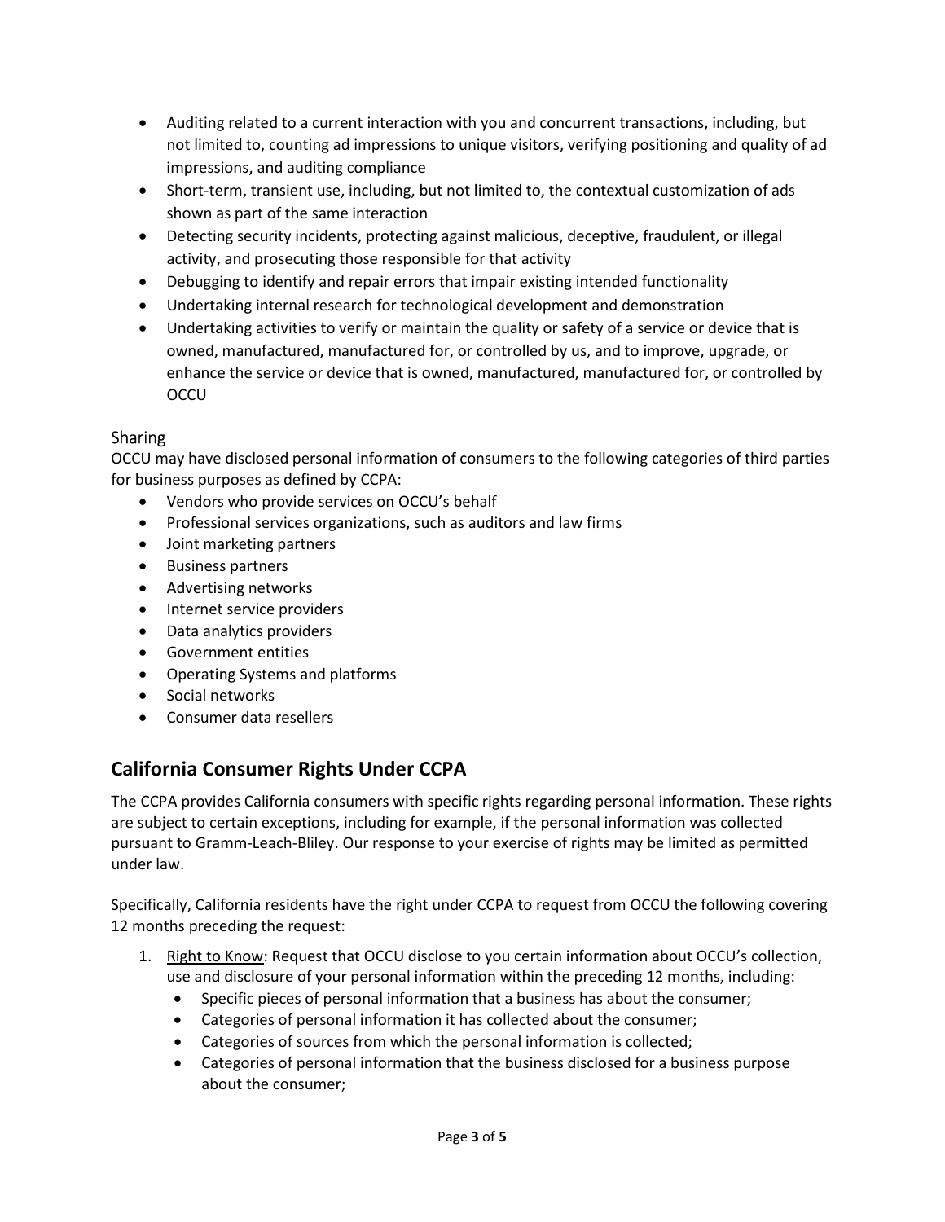- Auditing related to a current interaction with you and concurrent transactions, including, but not limited to, counting ad impressions to unique visitors, verifying positioning and quality of ad impressions, and auditing compliance
- Short-term, transient use, including, but not limited to, the contextual customization of ads shown as part of the same interaction
- Detecting security incidents, protecting against malicious, deceptive, fraudulent, or illegal activity, and prosecuting those responsible for that activity
- Debugging to identify and repair errors that impair existing intended functionality
- Undertaking internal research for technological development and demonstration
- Undertaking activities to verify or maintain the quality or safety of a service or device that is owned, manufactured, manufactured for, or controlled by us, and to improve, upgrade, or enhance the service or device that is owned, manufactured, manufactured for, or controlled by OCCU

### Sharing

OCCU may have disclosed personal information of consumers to the following categories of third parties for business purposes as defined by CCPA:

- Vendors who provide services on OCCU's behalf
- Professional services organizations, such as auditors and law firms
- Joint marketing partners
- Business partners
- Advertising networks
- Internet service providers
- Data analytics providers
- Government entities
- Operating Systems and platforms
- Social networks
- Consumer data resellers

## California Consumer Rights Under CCPA

The CCPA provides California consumers with specific rights regarding personal information. These rights are subject to certain exceptions, including for example, if the personal information was collected pursuant to Gramm-Leach-Bliley. Our response to your exercise of rights may be limited as permitted under law.

Specifically, California residents have the right under CCPA to request from OCCU the following covering 12 months preceding the request:

1. Right to Know: Request that OCCU disclose to you certain information about OCCU's collection, use and disclosure of your personal information within the preceding 12 months, including:
    - Specific pieces of personal information that a business has about the consumer;
    - Categories of personal information it has collected about the consumer;
    - Categories of sources from which the personal information is collected;
    - Categories of personal information that the business disclosed for a business purpose about the consumer;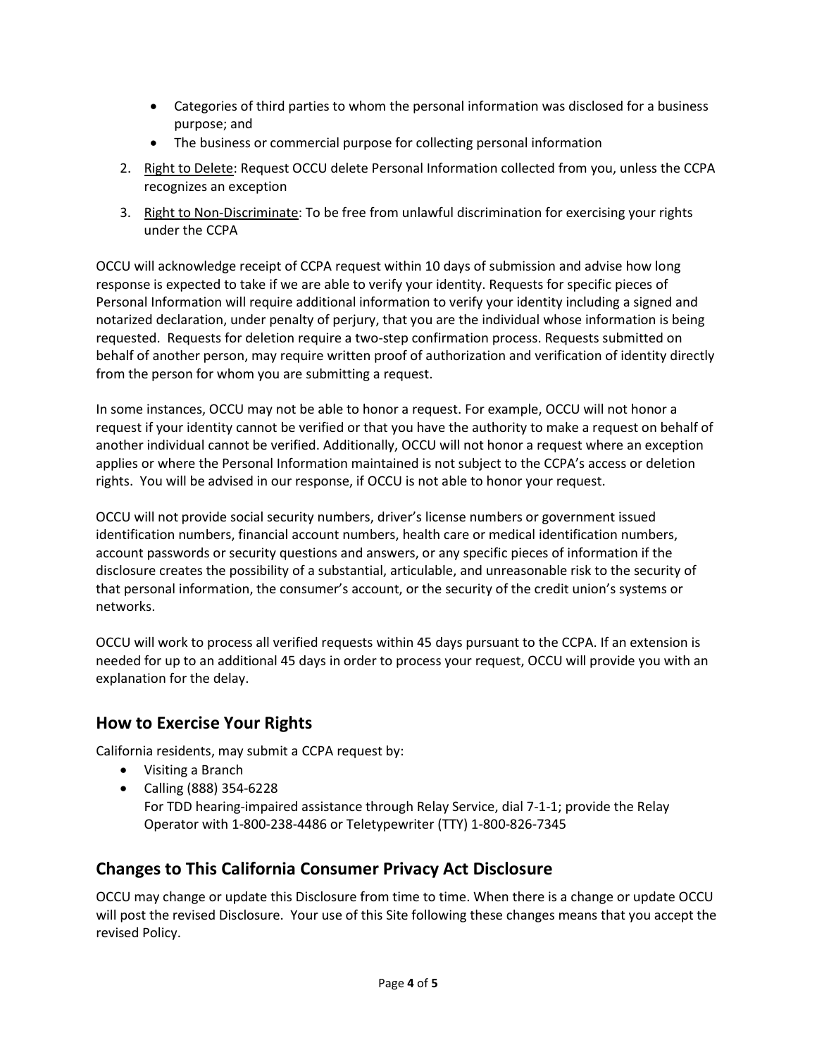- Categories of third parties to whom the personal information was disclosed for a business purpose; and
- The business or commercial purpose for collecting personal information

2. Right to Delete: Request OCCU delete Personal Information collected from you, unless the CCPA recognizes an exception
3. Right to Non-Discriminate: To be free from unlawful discrimination for exercising your rights under the CCPA

OCCU will acknowledge receipt of CCPA request within 10 days of submission and advise how long response is expected to take if we are able to verify your identity. Requests for specific pieces of Personal Information will require additional information to verify your identity including a signed and notarized declaration, under penalty of perjury, that you are the individual whose information is being requested. Requests for deletion require a two-step confirmation process. Requests submitted on behalf of another person, may require written proof of authorization and verification of identity directly from the person for whom you are submitting a request.

In some instances, OCCU may not be able to honor a request. For example, OCCU will not honor a request if your identity cannot be verified or that you have the authority to make a request on behalf of another individual cannot be verified. Additionally, OCCU will not honor a request where an exception applies or where the Personal Information maintained is not subject to the CCPA's access or deletion rights. You will be advised in our response, if OCCU is not able to honor your request.

OCCU will not provide social security numbers, driver's license numbers or government issued identification numbers, financial account numbers, health care or medical identification numbers, account passwords or security questions and answers, or any specific pieces of information if the disclosure creates the possibility of a substantial, articulable, and unreasonable risk to the security of that personal information, the consumer's account, or the security of the credit union's systems or networks.

OCCU will work to process all verified requests within 45 days pursuant to the CCPA. If an extension is needed for up to an additional 45 days in order to process your request, OCCU will provide you with an explanation for the delay.

## How to Exercise Your Rights

California residents, may submit a CCPA request by:

- Visiting a Branch
- Calling (888) 354-6228
  For TDD hearing-impaired assistance through Relay Service, dial 7-1-1; provide the Relay Operator with 1-800-238-4486 or Teletypewriter (TTY) 1-800-826-7345

## Changes to This California Consumer Privacy Act Disclosure

OCCU may change or update this Disclosure from time to time. When there is a change or update OCCU will post the revised Disclosure. Your use of this Site following these changes means that you accept the revised Policy.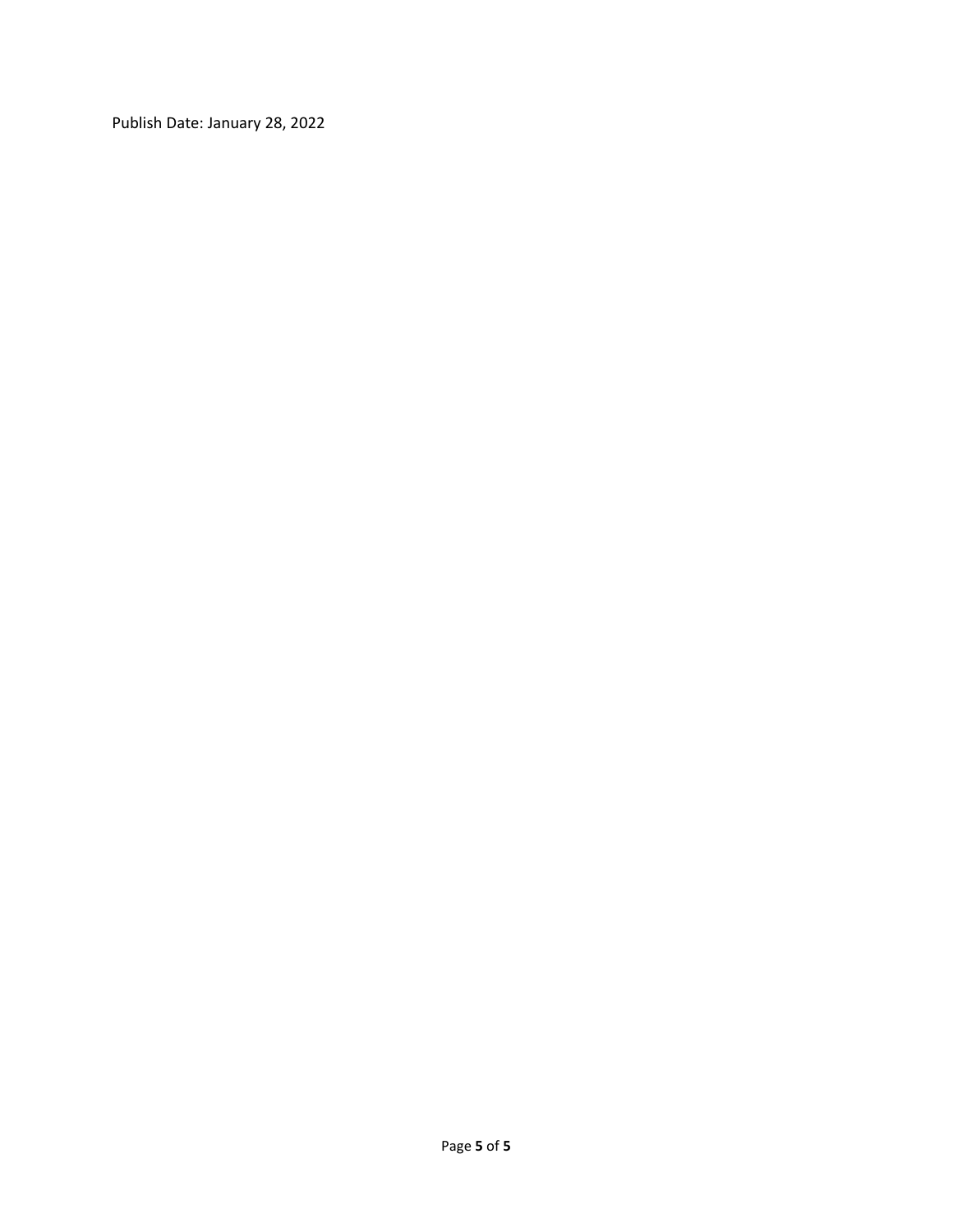Publish Date: January 28, 2022